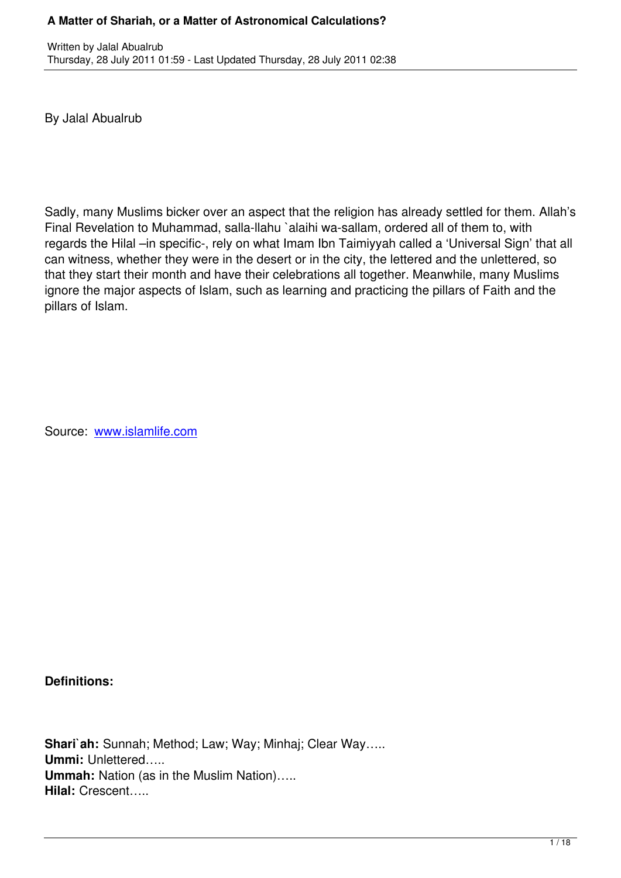By Jalal Abualrub

Sadly, many Muslims bicker over an aspect that the religion has already settled for them. Allah's Final Revelation to Muhammad, salla-llahu `alaihi wa-sallam, ordered all of them to, with regards the Hilal –in specific-, rely on what Imam Ibn Taimiyyah called a 'Universal Sign' that all can witness, whether they were in the desert or in the city, the lettered and the unlettered, so that they start their month and have their celebrations all together. Meanwhile, many Muslims ignore the major aspects of Islam, such as learning and practicing the pillars of Faith and the pillars of Islam.

Source: [www.islamlife.com](http://www.islamlife.com)

**Definitions:**

**Shari`ah:** Sunnah; Method; Law; Way; Minhaj; Clear Way…..
**Ummi:** Unlettered…..
**Ummah:** Nation (as in the Muslim Nation)…..
**Hilal:** Crescent…..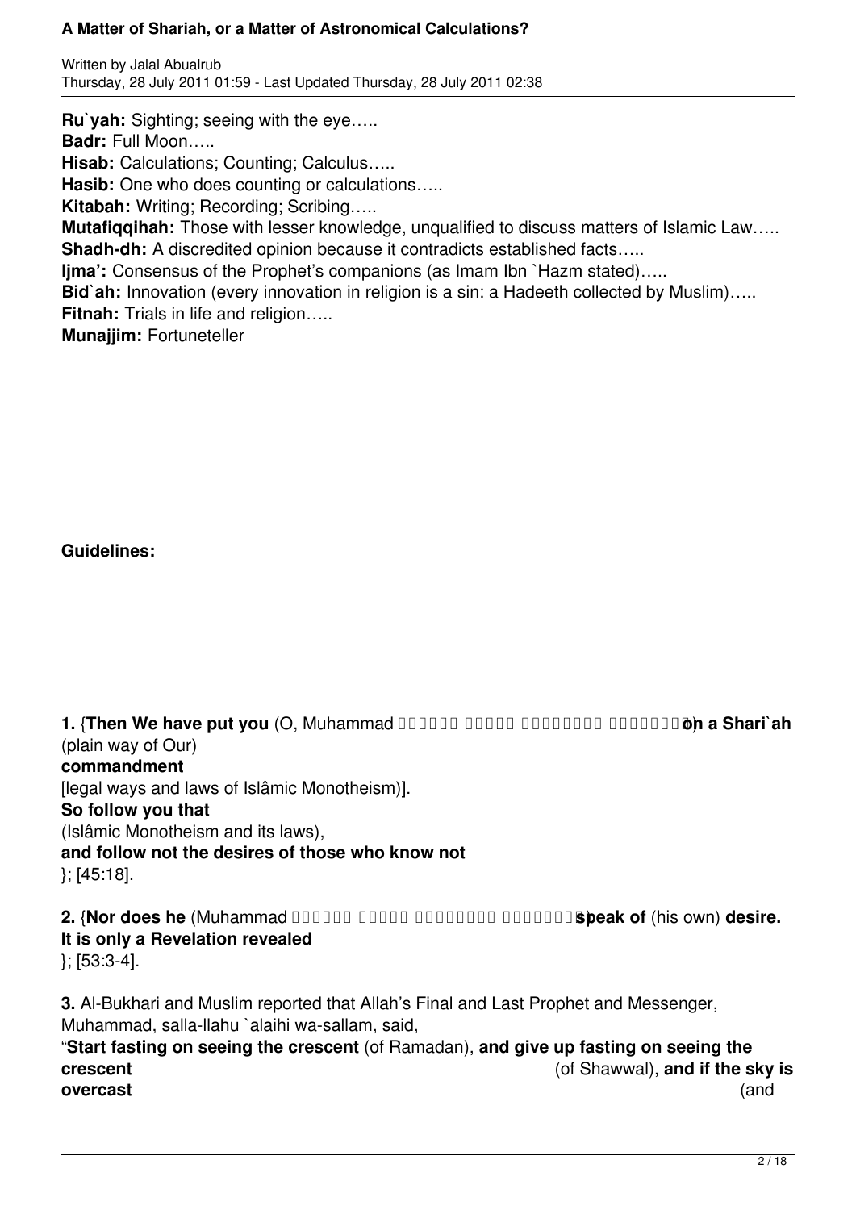**Ru`yah:** Sighting; seeing with the eye…..
**Badr:** Full Moon…..
**Hisab:** Calculations; Counting; Calculus…..
**Hasib:** One who does counting or calculations…..
**Kitabah:** Writing; Recording; Scribing…..
**Mutafiqqihah:** Those with lesser knowledge, unqualified to discuss matters of Islamic Law…..
**Shadh-dh:** A discredited opinion because it contradicts established facts…..
**Ijma':** Consensus of the Prophet's companions (as Imam Ibn `Hazm stated)…..
**Bid`ah:** Innovation (every innovation in religion is a sin: a Hadeeth collected by Muslim)…..
**Fitnah:** Trials in life and religion…..
**Munajjim:** Fortuneteller

---

**Guidelines:**

**1.** {**Then We have put you** (O, Muhammad ) **on a Shari`ah** (plain way of Our) **commandment** [legal ways and laws of Islâmic Monotheism)]. **So follow you that** (Islâmic Monotheism and its laws), **and follow not the desires of those who know not** }; [45:18].

**2.** {**Nor does he** (Muhammad ) **speak of** (his own) **desire. It is only a Revelation revealed** }; [53:3-4].

**3.** Al-Bukhari and Muslim reported that Allah's Final and Last Prophet and Messenger, Muhammad, salla-llahu `alaihi wa-sallam, said,
"**Start fasting on seeing the crescent** (of Ramadan), **and give up fasting on seeing the crescent** (of Shawwal), **and if the sky is overcast** (and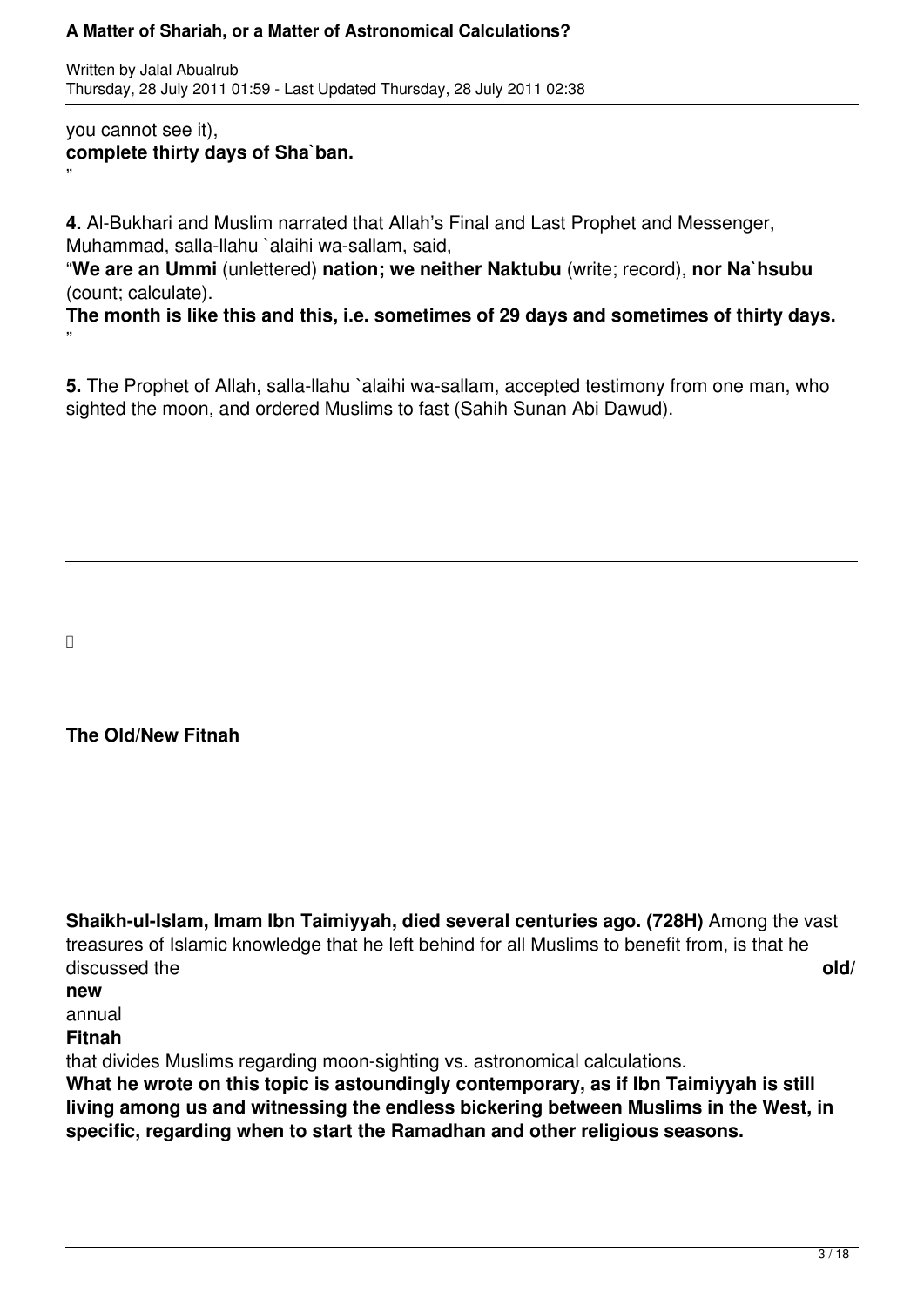you cannot see it),
**complete thirty days of Sha`ban.**
"

**4.** Al-Bukhari and Muslim narrated that Allah's Final and Last Prophet and Messenger, Muhammad, salla-llahu `alaihi wa-sallam, said,
"**We are an Ummi** (unlettered) **nation; we neither Naktubu** (write; record), **nor Na`hsubu** (count; calculate).
**The month is like this and this, i.e. sometimes of 29 days and sometimes of thirty days.**
"

**5.** The Prophet of Allah, salla-llahu `alaihi wa-sallam, accepted testimony from one man, who sighted the moon, and ordered Muslims to fast (Sahih Sunan Abi Dawud).

---

**The Old/New Fitnah**

**Shaikh-ul-Islam, Imam Ibn Taimiyyah, died several centuries ago. (728H)** Among the vast treasures of Islamic knowledge that he left behind for all Muslims to benefit from, is that he discussed the **old/new** annual **Fitnah** that divides Muslims regarding moon-sighting vs. astronomical calculations.
**What he wrote on this topic is astoundingly contemporary, as if Ibn Taimiyyah is still living among us and witnessing the endless bickering between Muslims in the West, in specific, regarding when to start the Ramadhan and other religious seasons.**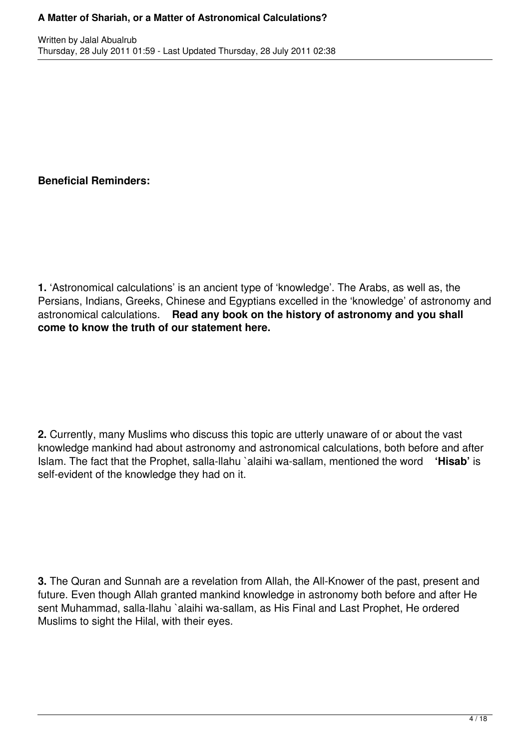**Beneficial Reminders:**

**1.** 'Astronomical calculations' is an ancient type of 'knowledge'. The Arabs, as well as, the Persians, Indians, Greeks, Chinese and Egyptians excelled in the 'knowledge' of astronomy and astronomical calculations. **Read any book on the history of astronomy and you shall come to know the truth of our statement here.**

**2.** Currently, many Muslims who discuss this topic are utterly unaware of or about the vast knowledge mankind had about astronomy and astronomical calculations, both before and after Islam. The fact that the Prophet, salla-llahu `alaihi wa-sallam, mentioned the word **'Hisab'** is self-evident of the knowledge they had on it.

**3.** The Quran and Sunnah are a revelation from Allah, the All-Knower of the past, present and future. Even though Allah granted mankind knowledge in astronomy both before and after He sent Muhammad, salla-llahu `alaihi wa-sallam, as His Final and Last Prophet, He ordered Muslims to sight the Hilal, with their eyes.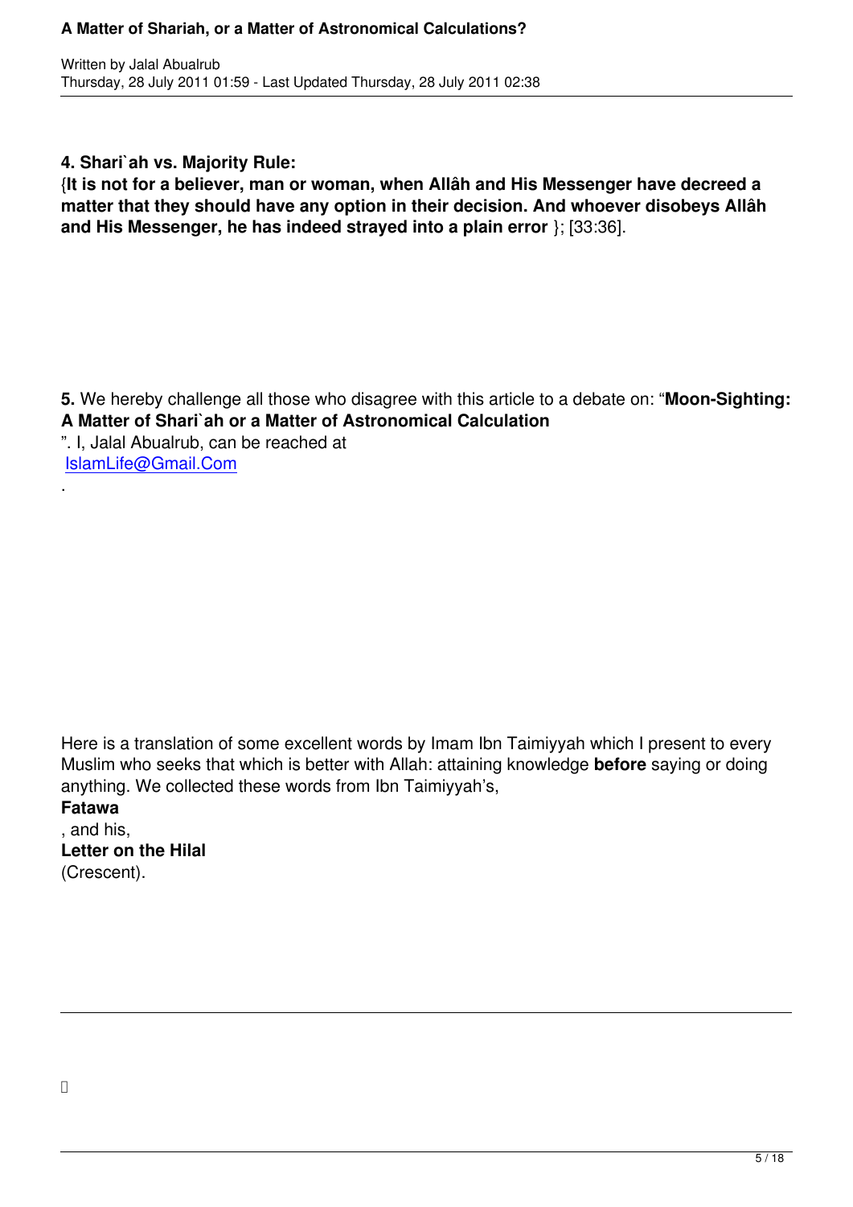**4. Shari`ah vs. Majority Rule:**

{**It is not for a believer, man or woman, when Allâh and His Messenger have decreed a matter that they should have any option in their decision. And whoever disobeys Allâh and His Messenger, he has indeed strayed into a plain error** }; [33:36].

**5.** We hereby challenge all those who disagree with this article to a debate on: "**Moon-Sighting: A Matter of Shari`ah or a Matter of Astronomical Calculation**". I, Jalal Abualrub, can be reached at IslamLife@Gmail.Com.

Here is a translation of some excellent words by Imam Ibn Taimiyyah which I present to every Muslim who seeks that which is better with Allah: attaining knowledge **before** saying or doing anything. We collected these words from Ibn Taimiyyah's, **Fatawa**, and his, **Letter on the Hilal** (Crescent).

---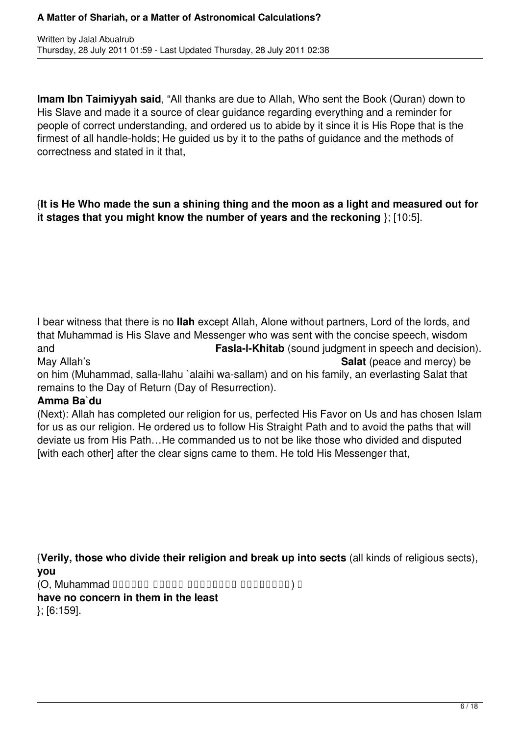**Imam Ibn Taimiyyah said**, "All thanks are due to Allah, Who sent the Book (Quran) down to His Slave and made it a source of clear guidance regarding everything and a reminder for people of correct understanding, and ordered us to abide by it since it is His Rope that is the firmest of all handle-holds; He guided us by it to the paths of guidance and the methods of correctness and stated in it that,

{**It is He Who made the sun a shining thing and the moon as a light and measured out for it stages that you might know the number of years and the reckoning** }; [10:5].

I bear witness that there is no **Ilah** except Allah, Alone without partners, Lord of the lords, and that Muhammad is His Slave and Messenger who was sent with the concise speech, wisdom and **Fasla-l-Khitab** (sound judgment in speech and decision). May Allah's **Salat** (peace and mercy) be on him (Muhammad, salla-llahu `alaihi wa-sallam) and on his family, an everlasting Salat that remains to the Day of Return (Day of Resurrection).

**Amma Ba`du**

(Next): Allah has completed our religion for us, perfected His Favor on Us and has chosen Islam for us as our religion. He ordered us to follow His Straight Path and to avoid the paths that will deviate us from His Path…He commanded us to not be like those who divided and disputed [with each other] after the clear signs came to them. He told His Messenger that,

{**Verily, those who divide their religion and break up into sects** (all kinds of religious sects), **you** (O, Muhammad ) **have no concern in them in the least** }; [6:159].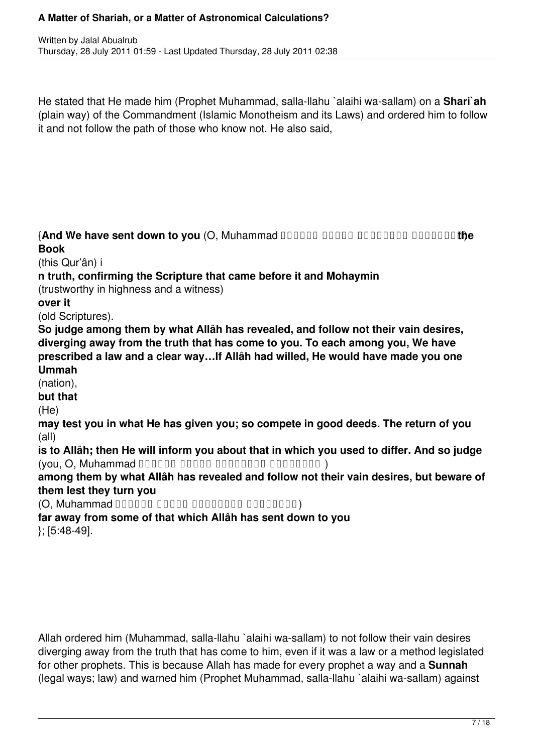He stated that He made him (Prophet Muhammad, salla-llahu `alaihi wa-sallam) on a **Shari`ah** (plain way) of the Commandment (Islamic Monotheism and its Laws) and ordered him to follow it and not follow the path of those who know not. He also said,

{**And We have sent down to you** (O, Muhammad □□□□□□ □□□□□ □□□□□□□□ □□□□□□□□) **the Book** (this Qur'ân) i**n truth, confirming the Scripture that came before it and Mohaymin** (trustworthy in highness and a witness) **over it** (old Scriptures). **So judge among them by what Allâh has revealed, and follow not their vain desires, diverging away from the truth that has come to you. To each among you, We have prescribed a law and a clear way…If Allâh had willed, He would have made you one Ummah** (nation), **but that** (He) **may test you in what He has given you; so compete in good deeds. The return of you** (all) **is to Allâh; then He will inform you about that in which you used to differ. And so judge** (you, O, Muhammad □□□□□□ □□□□□ □□□□□□□□ □□□□□□□□ ) **among them by what Allâh has revealed and follow not their vain desires, but beware of them lest they turn you** (O, Muhammad □□□□□□ □□□□□ □□□□□□□□ □□□□□□□□) **far away from some of that which Allâh has sent down to you** }; [5:48-49].

Allah ordered him (Muhammad, salla-llahu `alaihi wa-sallam) to not follow their vain desires diverging away from the truth that has come to him, even if it was a law or a method legislated for other prophets. This is because Allah has made for every prophet a way and a **Sunnah** (legal ways; law) and warned him (Prophet Muhammad, salla-llahu `alaihi wa-sallam) against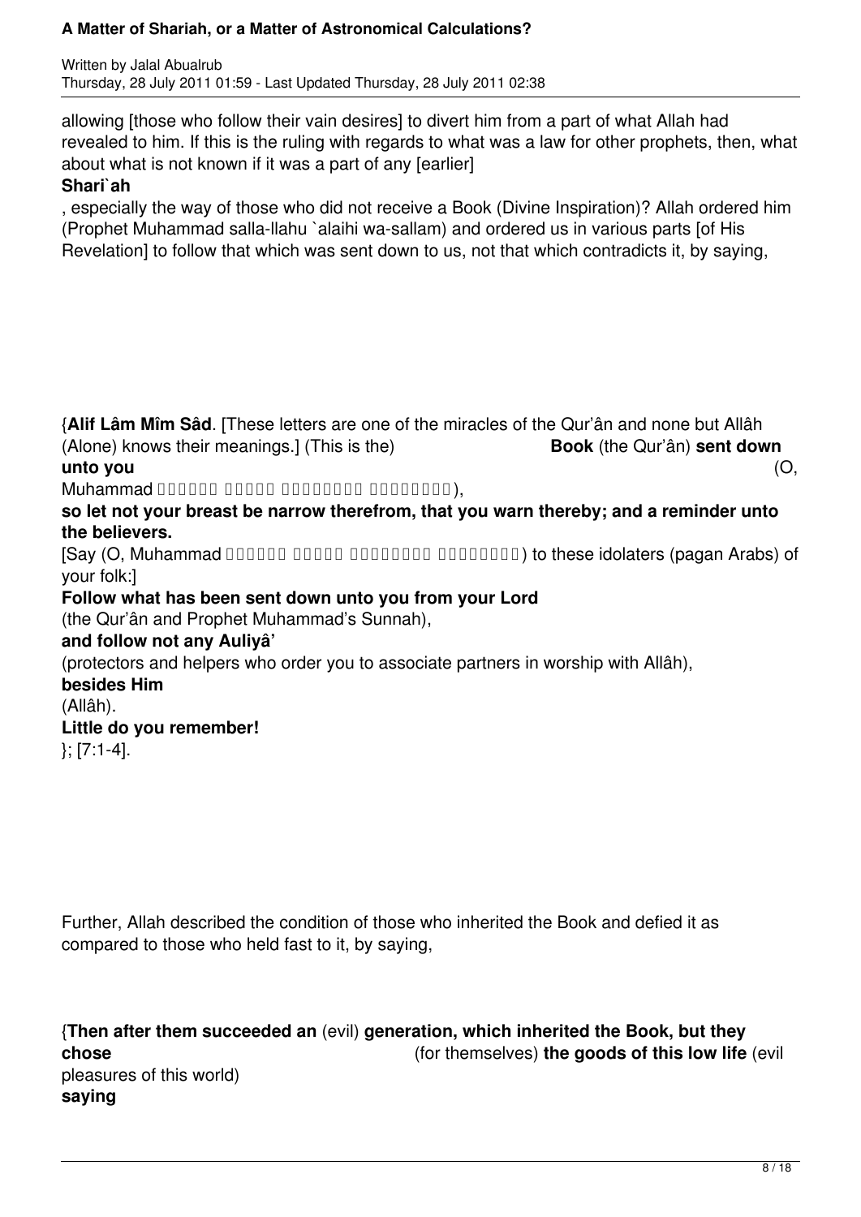allowing [those who follow their vain desires] to divert him from a part of what Allah had revealed to him. If this is the ruling with regards to what was a law for other prophets, then, what about what is not known if it was a part of any [earlier] **Shari`ah**, especially the way of those who did not receive a Book (Divine Inspiration)? Allah ordered him (Prophet Muhammad salla-llahu `alaihi wa-sallam) and ordered us in various parts [of His Revelation] to follow that which was sent down to us, not that which contradicts it, by saying,

{**Alif Lâm Mîm Sâd**. [These letters are one of the miracles of the Qur'ân and none but Allâh (Alone) knows their meanings.] (This is the) **Book** (the Qur'ân) **sent down unto you** (O, Muhammad □□□□□□ □□□□□ □□□□□□□□□ □□□□□□□□□), **so let not your breast be narrow therefrom, that you warn thereby; and a reminder unto the believers.** [Say (O, Muhammad □□□□□□ □□□□□ □□□□□□□□□ □□□□□□□□□) to these idolaters (pagan Arabs) of your folk:] **Follow what has been sent down unto you from your Lord** (the Qur'ân and Prophet Muhammad's Sunnah), **and follow not any Auliyâ'** (protectors and helpers who order you to associate partners in worship with Allâh), **besides Him** (Allâh). **Little do you remember!** }; [7:1-4].

Further, Allah described the condition of those who inherited the Book and defied it as compared to those who held fast to it, by saying,

{**Then after them succeeded an** (evil) **generation, which inherited the Book, but they chose** (for themselves) **the goods of this low life** (evil pleasures of this world) **saying**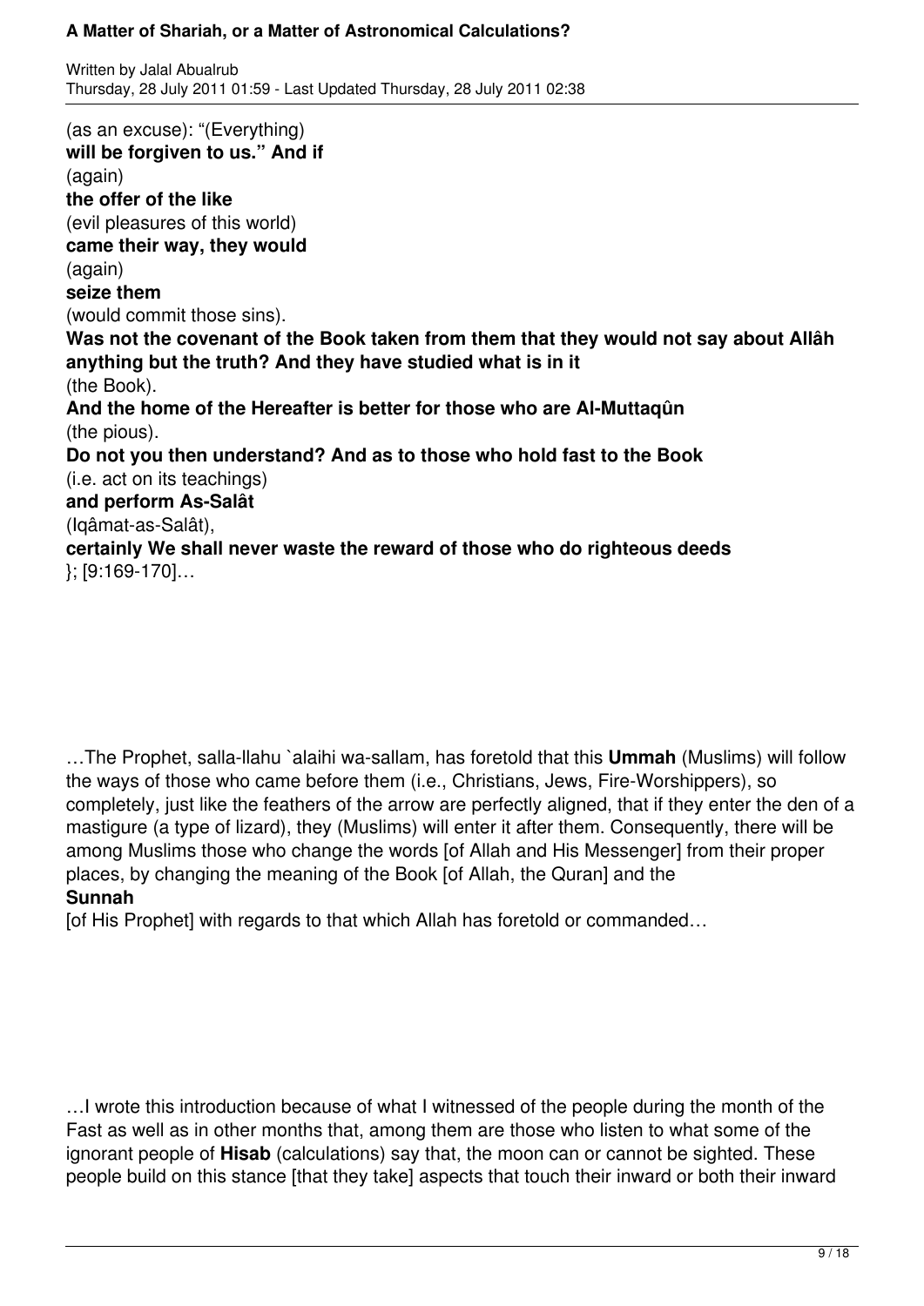(as an excuse): "(Everything) **will be forgiven to us." And if** (again) **the offer of the like** (evil pleasures of this world) **came their way, they would** (again) **seize them** (would commit those sins). **Was not the covenant of the Book taken from them that they would not say about Allâh anything but the truth? And they have studied what is in it** (the Book). **And the home of the Hereafter is better for those who are Al-Muttaqûn** (the pious). **Do not you then understand? And as to those who hold fast to the Book** (i.e. act on its teachings) **and perform As-Salât** (Iqâmat-as-Salât), **certainly We shall never waste the reward of those who do righteous deeds** }; [9:169-170]…

…The Prophet, salla-llahu `alaihi wa-sallam, has foretold that this **Ummah** (Muslims) will follow the ways of those who came before them (i.e., Christians, Jews, Fire-Worshippers), so completely, just like the feathers of the arrow are perfectly aligned, that if they enter the den of a mastigure (a type of lizard), they (Muslims) will enter it after them. Consequently, there will be among Muslims those who change the words [of Allah and His Messenger] from their proper places, by changing the meaning of the Book [of Allah, the Quran] and the **Sunnah** [of His Prophet] with regards to that which Allah has foretold or commanded…

…I wrote this introduction because of what I witnessed of the people during the month of the Fast as well as in other months that, among them are those who listen to what some of the ignorant people of **Hisab** (calculations) say that, the moon can or cannot be sighted. These people build on this stance [that they take] aspects that touch their inward or both their inward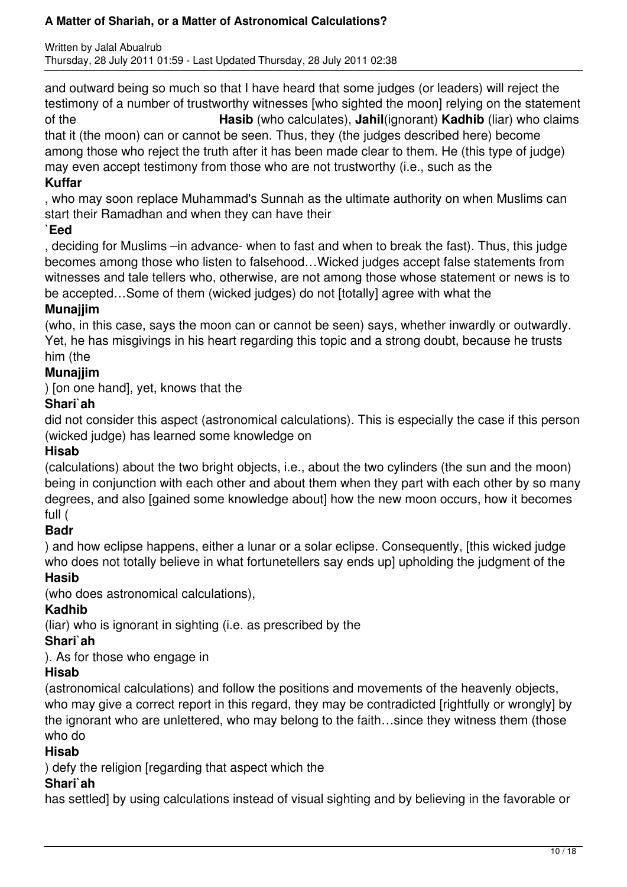and outward being so much so that I have heard that some judges (or leaders) will reject the testimony of a number of trustworthy witnesses [who sighted the moon] relying on the statement of the **Hasib** (who calculates), **Jahil**(ignorant) **Kadhib** (liar) who claims that it (the moon) can or cannot be seen. Thus, they (the judges described here) become among those who reject the truth after it has been made clear to them. He (this type of judge) may even accept testimony from those who are not trustworthy (i.e., such as the **Kuffar**, who may soon replace Muhammad's Sunnah as the ultimate authority on when Muslims can start their Ramadhan and when they can have their **`Eed**, deciding for Muslims –in advance- when to fast and when to break the fast). Thus, this judge becomes among those who listen to falsehood…Wicked judges accept false statements from witnesses and tale tellers who, otherwise, are not among those whose statement or news is to be accepted…Some of them (wicked judges) do not [totally] agree with what the **Munajjim** (who, in this case, says the moon can or cannot be seen) says, whether inwardly or outwardly. Yet, he has misgivings in his heart regarding this topic and a strong doubt, because he trusts him (the **Munajjim**) [on one hand], yet, knows that the **Shari`ah** did not consider this aspect (astronomical calculations). This is especially the case if this person (wicked judge) has learned some knowledge on **Hisab** (calculations) about the two bright objects, i.e., about the two cylinders (the sun and the moon) being in conjunction with each other and about them when they part with each other by so many degrees, and also [gained some knowledge about] how the new moon occurs, how it becomes full (**Badr**) and how eclipse happens, either a lunar or a solar eclipse. Consequently, [this wicked judge who does not totally believe in what fortunetellers say ends up] upholding the judgment of the **Hasib** (who does astronomical calculations), **Kadhib** (liar) who is ignorant in sighting (i.e. as prescribed by the **Shari`ah**). As for those who engage in **Hisab** (astronomical calculations) and follow the positions and movements of the heavenly objects, who may give a correct report in this regard, they may be contradicted [rightfully or wrongly] by the ignorant who are unlettered, who may belong to the faith…since they witness them (those who do **Hisab**) defy the religion [regarding that aspect which the **Shari`ah** has settled] by using calculations instead of visual sighting and by believing in the favorable or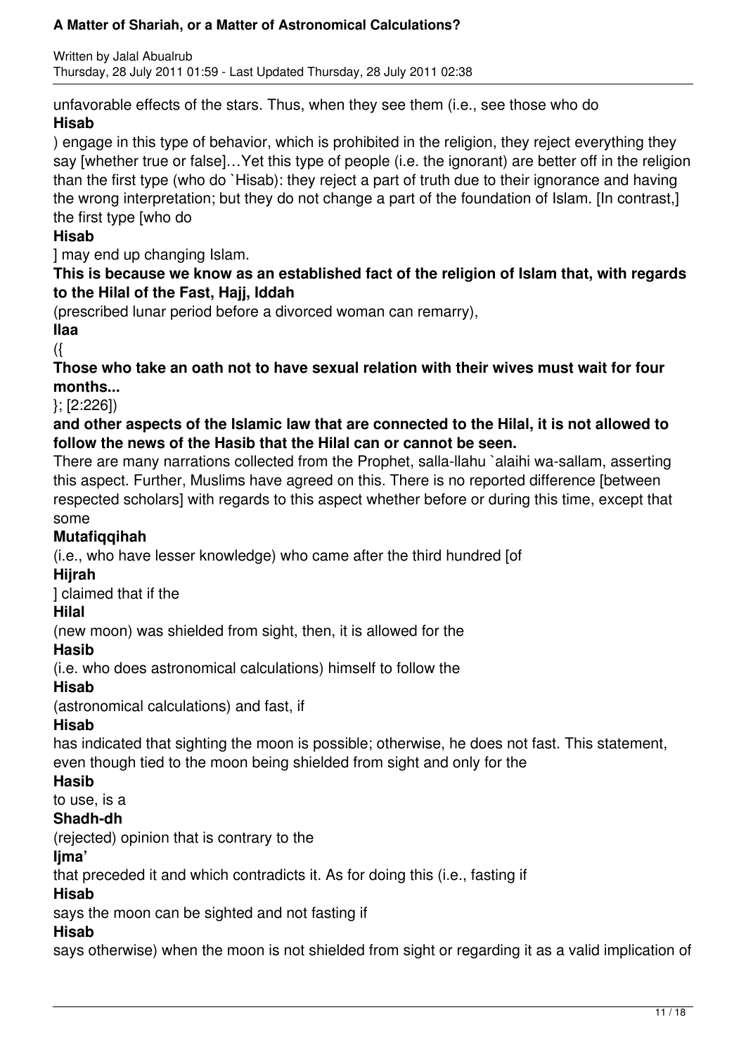unfavorable effects of the stars. Thus, when they see them (i.e., see those who do **Hisab**) engage in this type of behavior, which is prohibited in the religion, they reject everything they say [whether true or false]…Yet this type of people (i.e. the ignorant) are better off in the religion than the first type (who do `Hisab): they reject a part of truth due to their ignorance and having the wrong interpretation; but they do not change a part of the foundation of Islam. [In contrast,] the first type [who do **Hisab**] may end up changing Islam.

**This is because we know as an established fact of the religion of Islam that, with regards to the Hilal of the Fast, Hajj, Iddah** (prescribed lunar period before a divorced woman can remarry), **Ilaa** ({**Those who take an oath not to have sexual relation with their wives must wait for four months...**}; [2:226]) **and other aspects of the Islamic law that are connected to the Hilal, it is not allowed to follow the news of the Hasib that the Hilal can or cannot be seen.**

There are many narrations collected from the Prophet, salla-llahu `alaihi wa-sallam, asserting this aspect. Further, Muslims have agreed on this. There is no reported difference [between respected scholars] with regards to this aspect whether before or during this time, except that some **Mutafiqqihah** (i.e., who have lesser knowledge) who came after the third hundred [of **Hijrah**] claimed that if the **Hilal** (new moon) was shielded from sight, then, it is allowed for the **Hasib** (i.e. who does astronomical calculations) himself to follow the **Hisab** (astronomical calculations) and fast, if **Hisab** has indicated that sighting the moon is possible; otherwise, he does not fast. This statement, even though tied to the moon being shielded from sight and only for the **Hasib** to use, is a **Shadh-dh** (rejected) opinion that is contrary to the **Ijma'** that preceded it and which contradicts it. As for doing this (i.e., fasting if **Hisab** says the moon can be sighted and not fasting if **Hisab** says otherwise) when the moon is not shielded from sight or regarding it as a valid implication of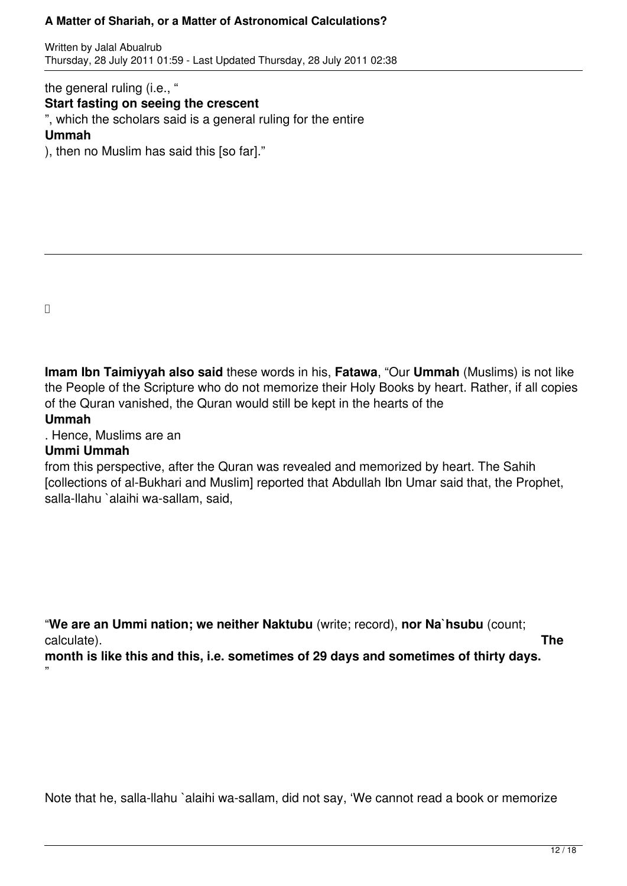the general ruling (i.e., "**Start fasting on seeing the crescent**", which the scholars said is a general ruling for the entire **Ummah**), then no Muslim has said this [so far]."

---

**Imam Ibn Taimiyyah also said** these words in his, **Fatawa**, "Our **Ummah** (Muslims) is not like the People of the Scripture who do not memorize their Holy Books by heart. Rather, if all copies of the Quran vanished, the Quran would still be kept in the hearts of the **Ummah**. Hence, Muslims are an **Ummi Ummah** from this perspective, after the Quran was revealed and memorized by heart. The Sahih [collections of al-Bukhari and Muslim] reported that Abdullah Ibn Umar said that, the Prophet, salla-llahu `alaihi wa-sallam, said,

"**We are an Ummi nation; we neither Naktubu** (write; record), **nor Na`hsubu** (count; calculate). **The month is like this and this, i.e. sometimes of 29 days and sometimes of thirty days.**"

Note that he, salla-llahu `alaihi wa-sallam, did not say, 'We cannot read a book or memorize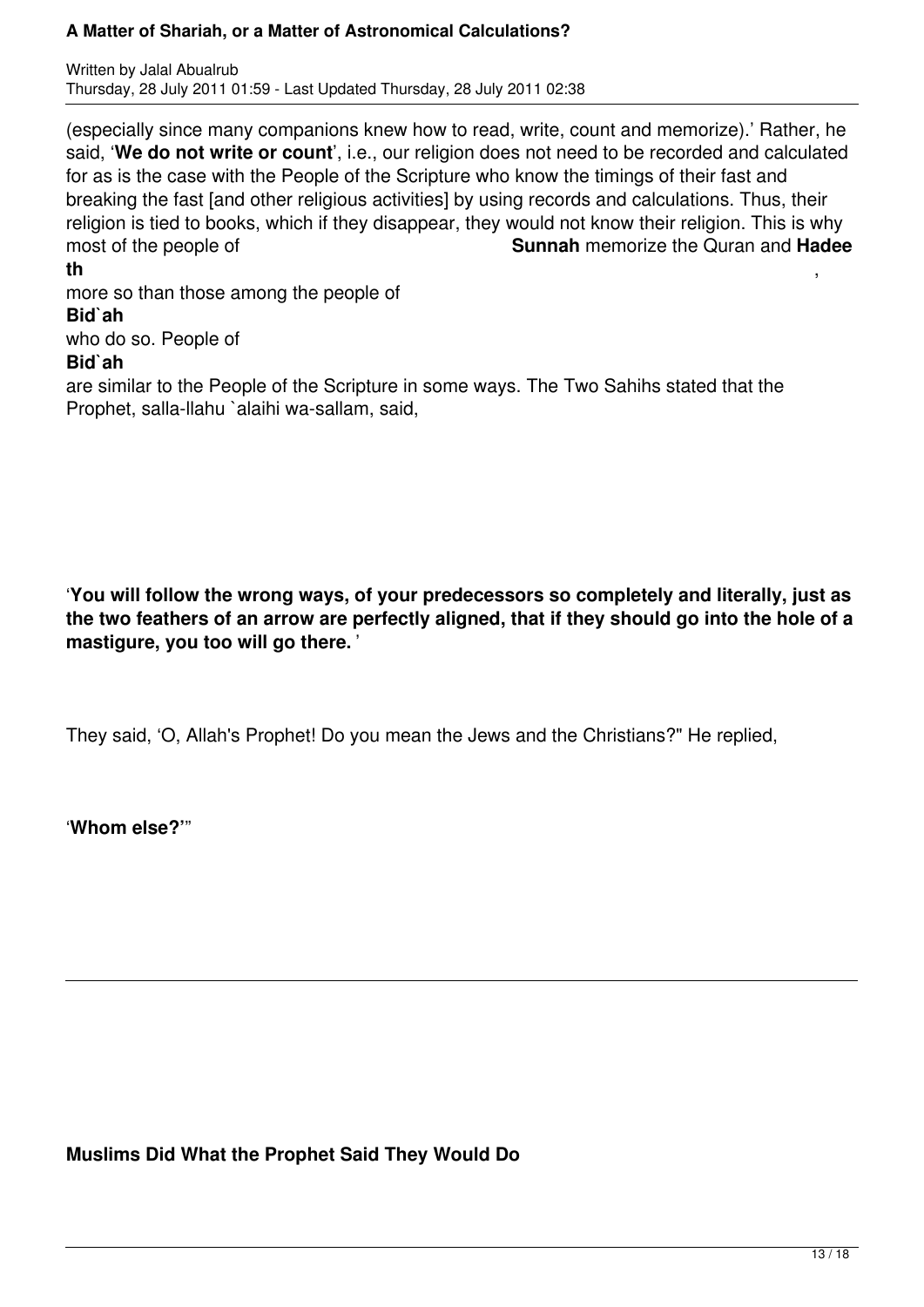(especially since many companions knew how to read, write, count and memorize).' Rather, he said, '**We do not write or count**', i.e., our religion does not need to be recorded and calculated for as is the case with the People of the Scripture who know the timings of their fast and breaking the fast [and other religious activities] by using records and calculations. Thus, their religion is tied to books, which if they disappear, they would not know their religion. This is why most of the people of **Sunnah** memorize the Quran and **Hadeeth**, more so than those among the people of **Bid`ah** who do so. People of **Bid`ah** are similar to the People of the Scripture in some ways. The Two Sahihs stated that the Prophet, salla-llahu `alaihi wa-sallam, said,

'**You will follow the wrong ways, of your predecessors so completely and literally, just as the two feathers of an arrow are perfectly aligned, that if they should go into the hole of a mastigure, you too will go there.** '

They said, 'O, Allah's Prophet! Do you mean the Jews and the Christians?" He replied,

'**Whom else?**'"

---

**Muslims Did What the Prophet Said They Would Do**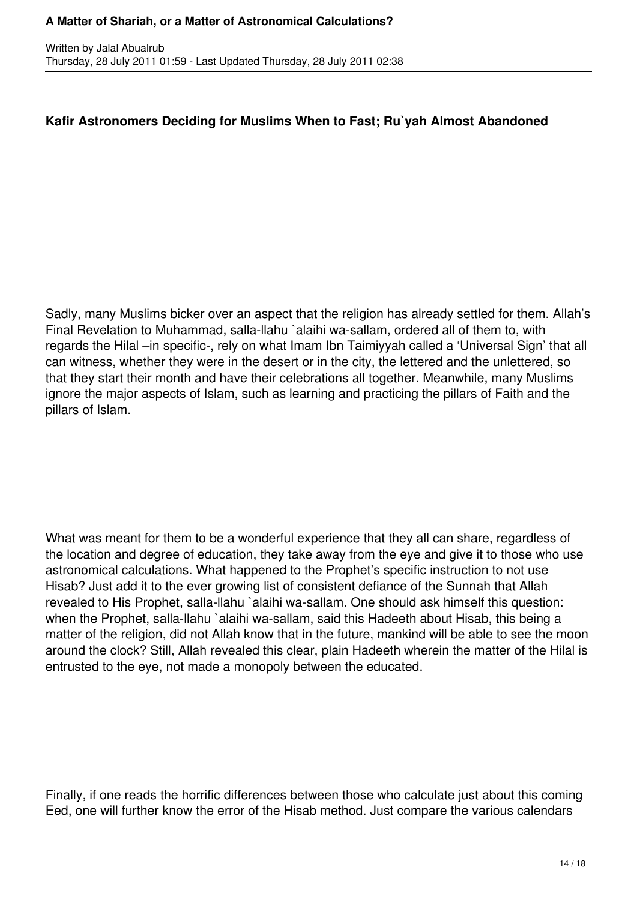**Kafir Astronomers Deciding for Muslims When to Fast; Ru`yah Almost Abandoned**

Sadly, many Muslims bicker over an aspect that the religion has already settled for them. Allah's Final Revelation to Muhammad, salla-llahu `alaihi wa-sallam, ordered all of them to, with regards the Hilal –in specific-, rely on what Imam Ibn Taimiyyah called a 'Universal Sign' that all can witness, whether they were in the desert or in the city, the lettered and the unlettered, so that they start their month and have their celebrations all together. Meanwhile, many Muslims ignore the major aspects of Islam, such as learning and practicing the pillars of Faith and the pillars of Islam.

What was meant for them to be a wonderful experience that they all can share, regardless of the location and degree of education, they take away from the eye and give it to those who use astronomical calculations. What happened to the Prophet's specific instruction to not use Hisab? Just add it to the ever growing list of consistent defiance of the Sunnah that Allah revealed to His Prophet, salla-llahu `alaihi wa-sallam. One should ask himself this question: when the Prophet, salla-llahu `alaihi wa-sallam, said this Hadeeth about Hisab, this being a matter of the religion, did not Allah know that in the future, mankind will be able to see the moon around the clock? Still, Allah revealed this clear, plain Hadeeth wherein the matter of the Hilal is entrusted to the eye, not made a monopoly between the educated.

Finally, if one reads the horrific differences between those who calculate just about this coming Eed, one will further know the error of the Hisab method. Just compare the various calendars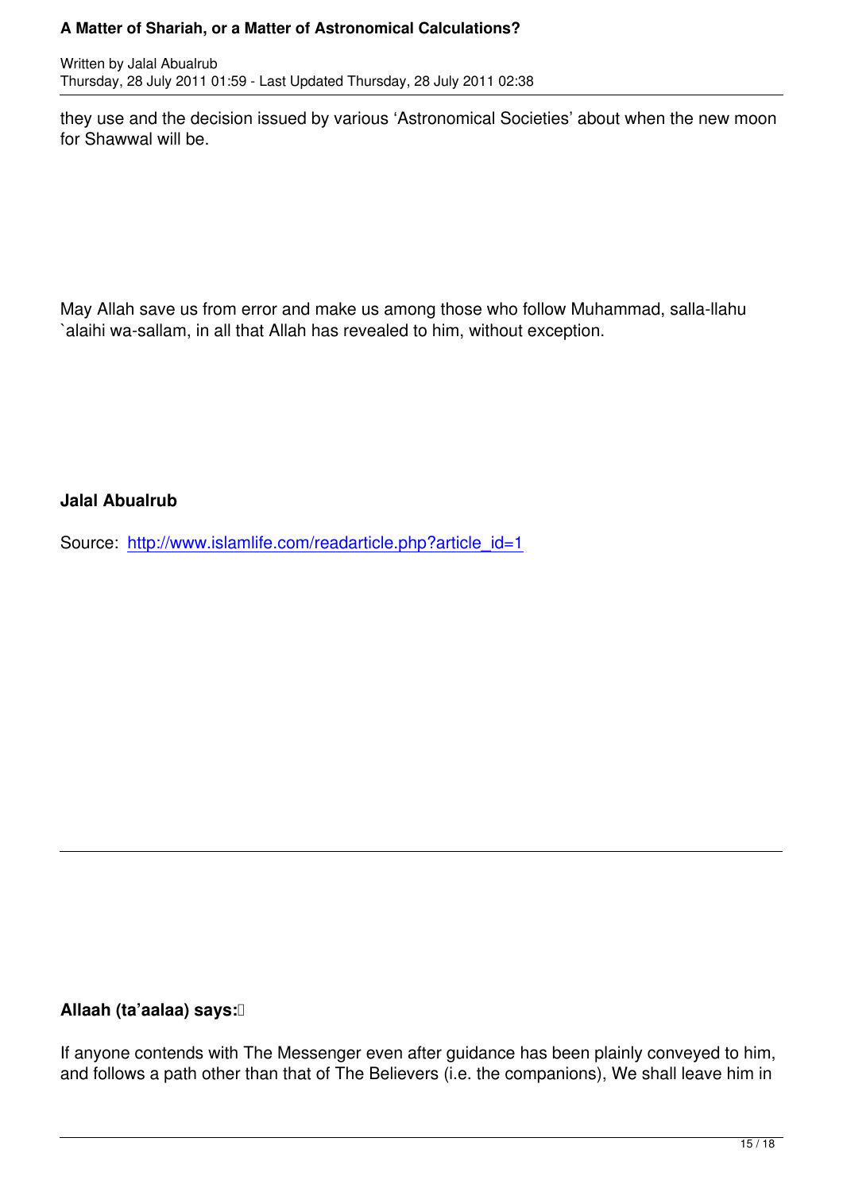they use and the decision issued by various ‘Astronomical Societies’ about when the new moon for Shawwal will be.

May Allah save us from error and make us among those who follow Muhammad, salla-llahu `alaihi wa-sallam, in all that Allah has revealed to him, without exception.

**Jalal Abualrub**

Source: [http://www.islamlife.com/readarticle.php?article_id=1](http://www.islamlife.com/readarticle.php?article_id=1)

---

**Allaah (ta’aalaa) says:**

If anyone contends with The Messenger even after guidance has been plainly conveyed to him, and follows a path other than that of The Believers (i.e. the companions), We shall leave him in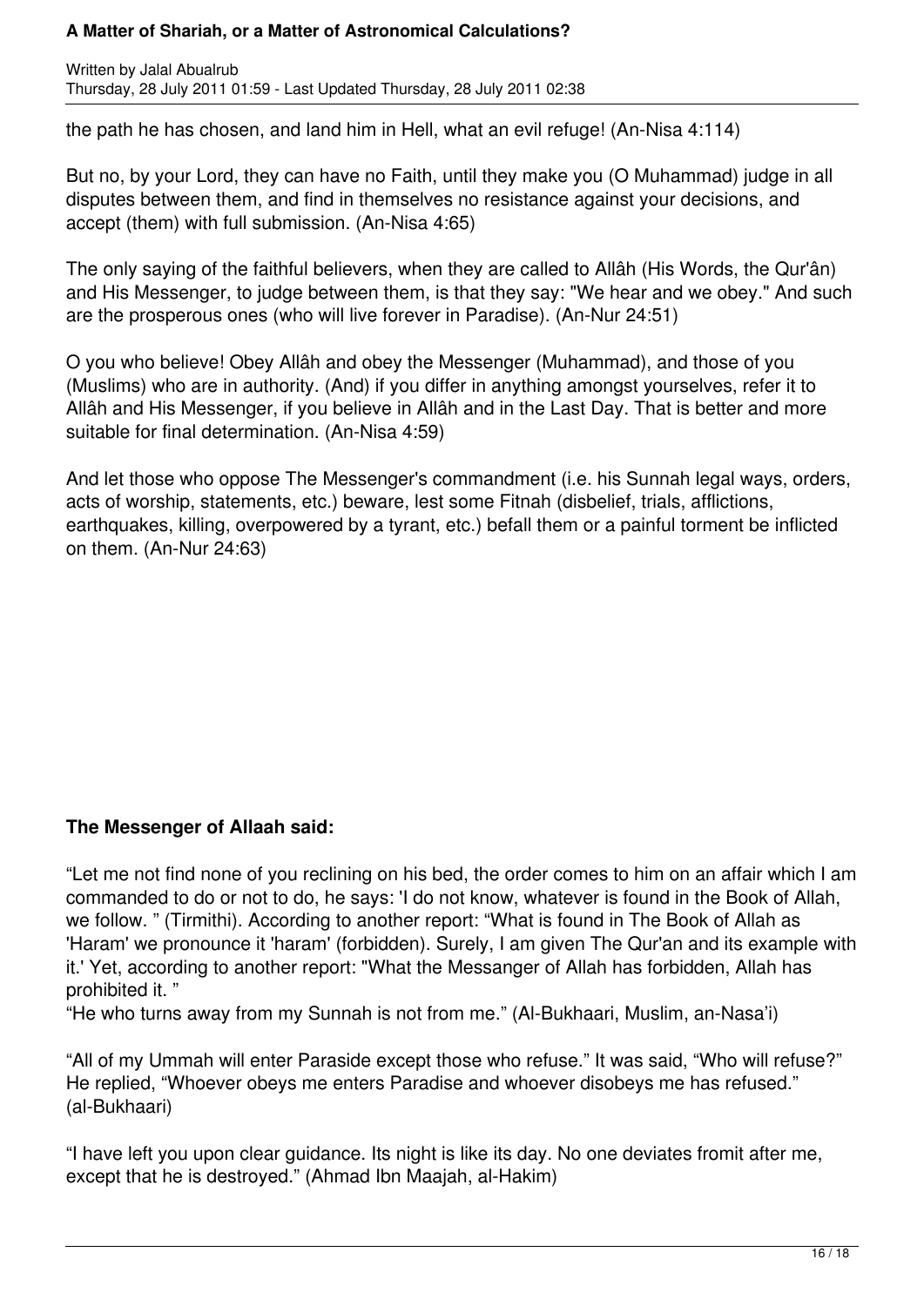the path he has chosen, and land him in Hell, what an evil refuge! (An-Nisa 4:114)

But no, by your Lord, they can have no Faith, until they make you (O Muhammad) judge in all disputes between them, and find in themselves no resistance against your decisions, and accept (them) with full submission. (An-Nisa 4:65)

The only saying of the faithful believers, when they are called to Allâh (His Words, the Qur'ân) and His Messenger, to judge between them, is that they say: "We hear and we obey." And such are the prosperous ones (who will live forever in Paradise). (An-Nur 24:51)

O you who believe! Obey Allâh and obey the Messenger (Muhammad), and those of you (Muslims) who are in authority. (And) if you differ in anything amongst yourselves, refer it to Allâh and His Messenger, if you believe in Allâh and in the Last Day. That is better and more suitable for final determination. (An-Nisa 4:59)

And let those who oppose The Messenger's commandment (i.e. his Sunnah legal ways, orders, acts of worship, statements, etc.) beware, lest some Fitnah (disbelief, trials, afflictions, earthquakes, killing, overpowered by a tyrant, etc.) befall them or a painful torment be inflicted on them. (An-Nur 24:63)

**The Messenger of Allaah said:**

"Let me not find none of you reclining on his bed, the order comes to him on an affair which I am commanded to do or not to do, he says: 'I do not know, whatever is found in the Book of Allah, we follow. " (Tirmithi). According to another report: "What is found in The Book of Allah as 'Haram' we pronounce it 'haram' (forbidden). Surely, I am given The Qur'an and its example with it.' Yet, according to another report: "What the Messanger of Allah has forbidden, Allah has prohibited it. "

"He who turns away from my Sunnah is not from me." (Al-Bukhaari, Muslim, an-Nasa'i)

"All of my Ummah will enter Paraside except those who refuse." It was said, "Who will refuse?" He replied, "Whoever obeys me enters Paradise and whoever disobeys me has refused." (al-Bukhaari)

"I have left you upon clear guidance. Its night is like its day. No one deviates fromit after me, except that he is destroyed." (Ahmad Ibn Maajah, al-Hakim)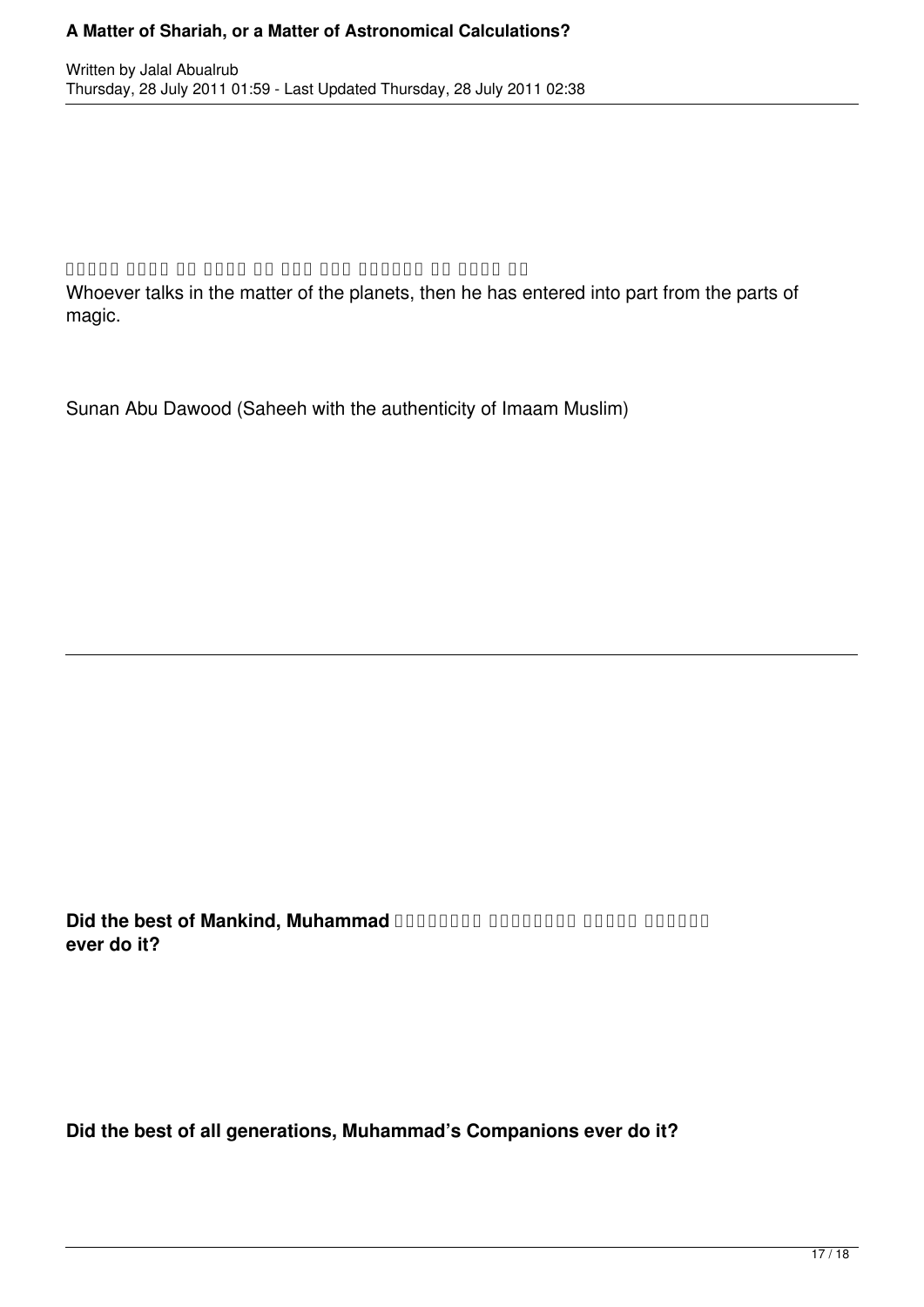Whoever talks in the matter of the planets, then he has entered into part from the parts of magic.

Sunan Abu Dawood (Saheeh with the authenticity of Imaam Muslim)

---

**Did the best of Mankind, Muhammad ever do it?**

**Did the best of all generations, Muhammad's Companions ever do it?**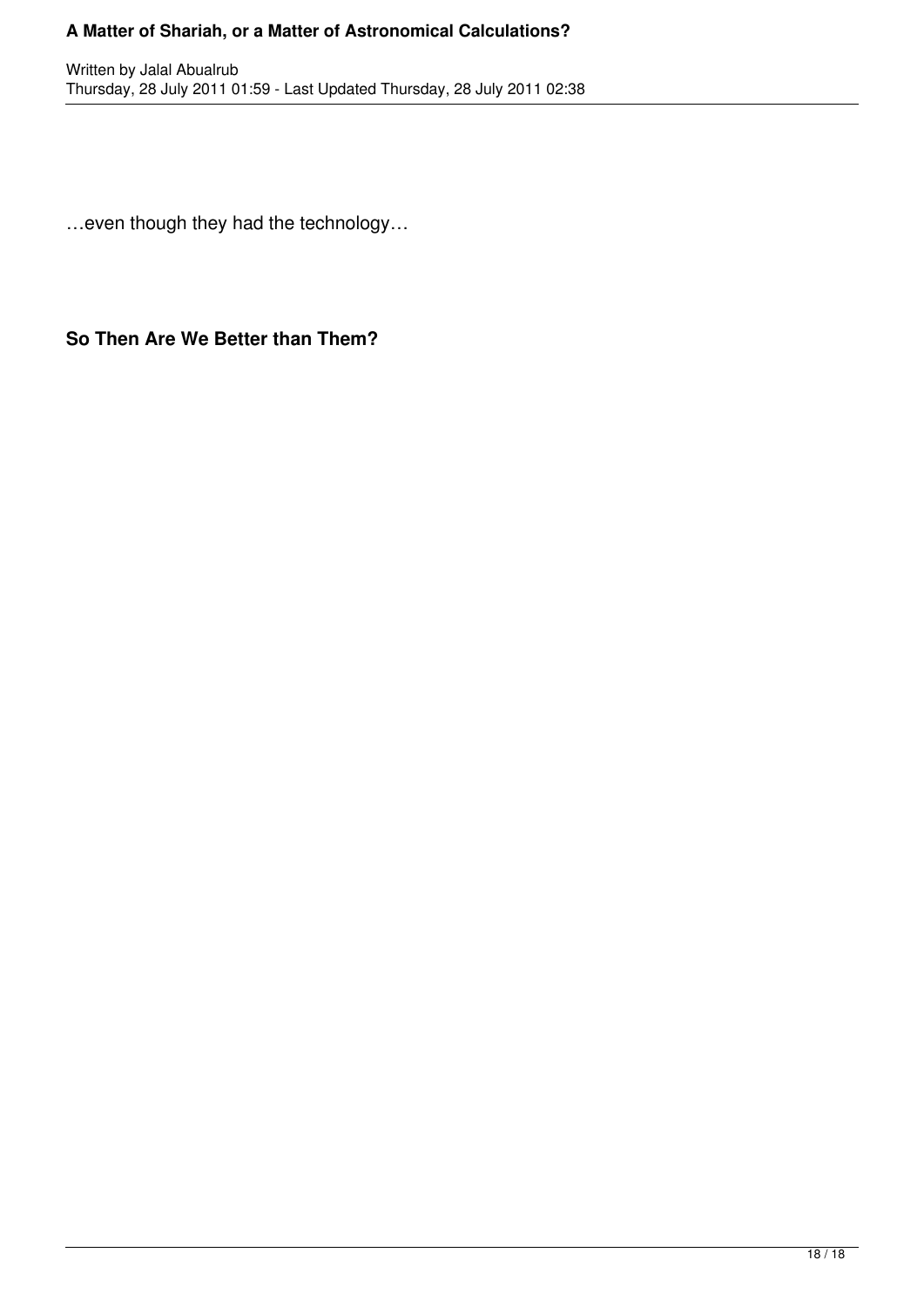…even though they had the technology…

**So Then Are We Better than Them?**